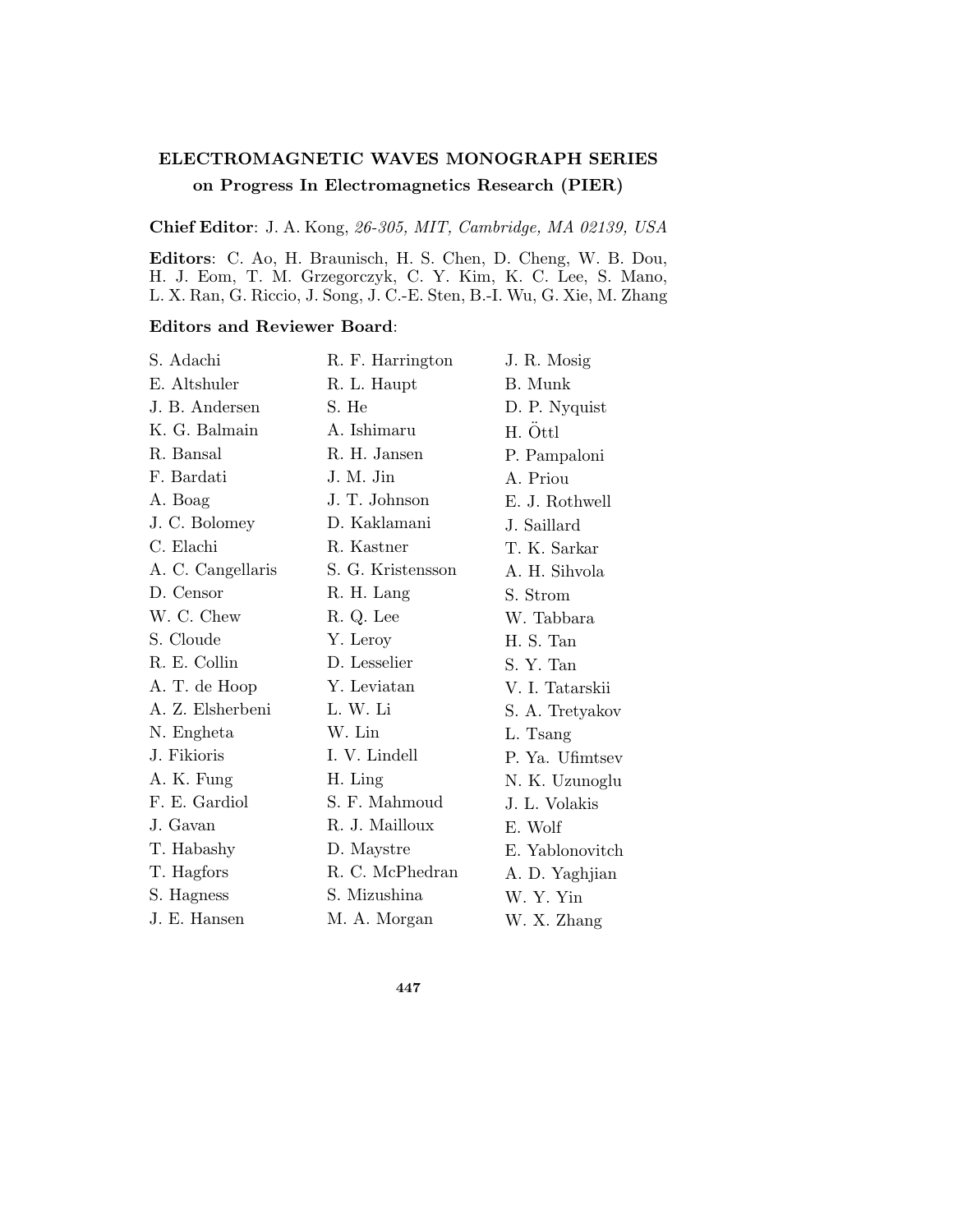# ELECTROMAGNETIC WAVES MONOGRAPH SERIES

## on Progress In Electromagnetics Research (PIER)

**Chief Editor**: J. A. Kong, *26-305, MIT, Cambridge, MA 02139, USA*

**Editors**: C. Ao, H. Braunisch, H. S. Chen, D. Cheng, W. B. Dou, H. J. Eom, T. M. Grzegorczyk, C. Y. Kim, K. C. Lee, S. Mano, L. X. Ran, G. Riccio, J. Song, J. C.-E. Sten, B.-I. Wu, G. Xie, M. Zhang

**Editors and Reviewer Board**:

S. Adachi
E. Altshuler
J. B. Andersen
K. G. Balmain
R. Bansal
F. Bardati
A. Boag
J. C. Bolomey
C. Elachi
A. C. Cangellaris
D. Censor
W. C. Chew
S. Cloude
R. E. Collin
A. T. de Hoop
A. Z. Elsherbeni
N. Engheta
J. Fikioris
A. K. Fung
F. E. Gardiol
J. Gavan
T. Habashy
T. Hagfors
S. Hagness
J. E. Hansen
R. F. Harrington
R. L. Haupt
S. He
A. Ishimaru
R. H. Jansen
J. M. Jin
J. T. Johnson
D. Kaklamani
R. Kastner
S. G. Kristensson
R. H. Lang
R. Q. Lee
Y. Leroy
D. Lesselier
Y. Leviatan
L. W. Li
W. Lin
I. V. Lindell
H. Ling
S. F. Mahmoud
R. J. Mailloux
D. Maystre
R. C. McPhedran
S. Mizushina
M. A. Morgan
J. R. Mosig
B. Munk
D. P. Nyquist
H. Öttl
P. Pampaloni
A. Priou
E. J. Rothwell
J. Saillard
T. K. Sarkar
A. H. Sihvola
S. Strom
W. Tabbara
H. S. Tan
S. Y. Tan
V. I. Tatarskii
S. A. Tretyakov
L. Tsang
P. Ya. Ufimtsev
N. K. Uzunoglu
J. L. Volakis
E. Wolf
E. Yablonovitch
A. D. Yaghjian
W. Y. Yin
W. X. Zhang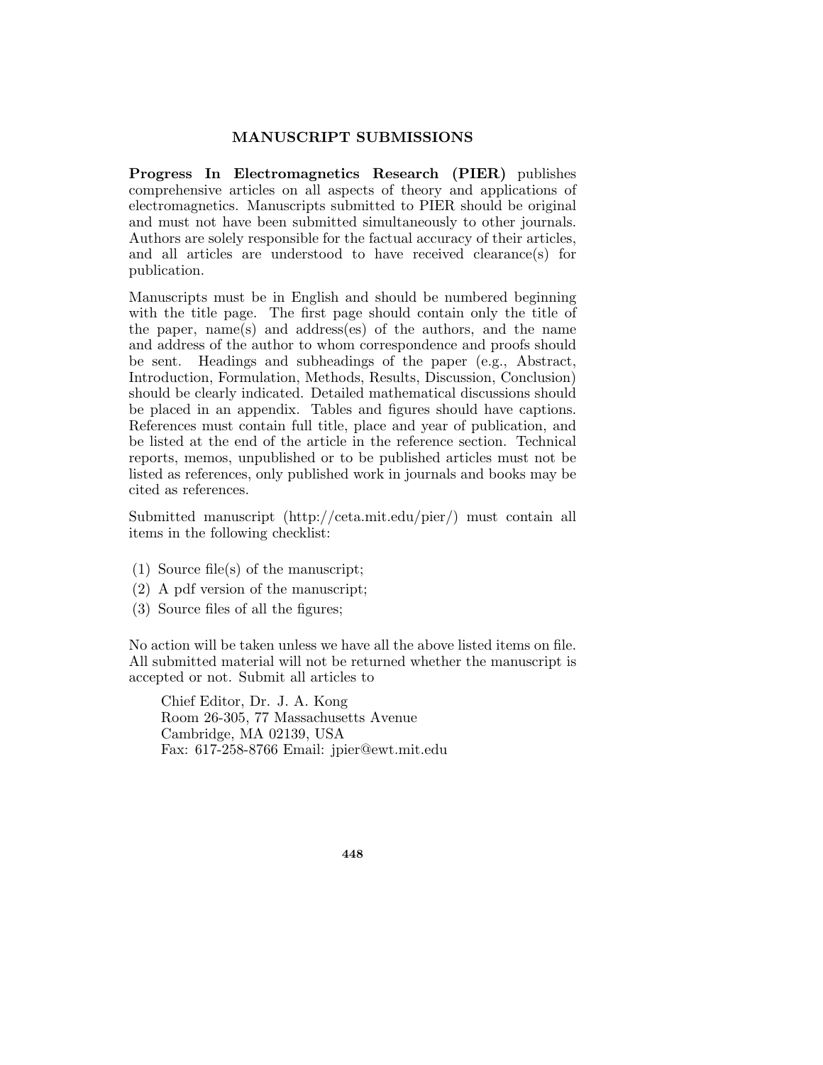## MANUSCRIPT SUBMISSIONS

**Progress In Electromagnetics Research (PIER)** publishes comprehensive articles on all aspects of theory and applications of electromagnetics. Manuscripts submitted to PIER should be original and must not have been submitted simultaneously to other journals. Authors are solely responsible for the factual accuracy of their articles, and all articles are understood to have received clearance(s) for publication.

Manuscripts must be in English and should be numbered beginning with the title page. The first page should contain only the title of the paper, name(s) and address(es) of the authors, and the name and address of the author to whom correspondence and proofs should be sent. Headings and subheadings of the paper (e.g., Abstract, Introduction, Formulation, Methods, Results, Discussion, Conclusion) should be clearly indicated. Detailed mathematical discussions should be placed in an appendix. Tables and figures should have captions. References must contain full title, place and year of publication, and be listed at the end of the article in the reference section. Technical reports, memos, unpublished or to be published articles must not be listed as references, only published work in journals and books may be cited as references.

Submitted manuscript (http://ceta.mit.edu/pier/) must contain all items in the following checklist:

(1) Source file(s) of the manuscript;
(2) A pdf version of the manuscript;
(3) Source files of all the figures;

No action will be taken unless we have all the above listed items on file. All submitted material will not be returned whether the manuscript is accepted or not. Submit all articles to

Chief Editor, Dr. J. A. Kong
Room 26-305, 77 Massachusetts Avenue
Cambridge, MA 02139, USA
Fax: 617-258-8766 Email: jpier@ewt.mit.edu